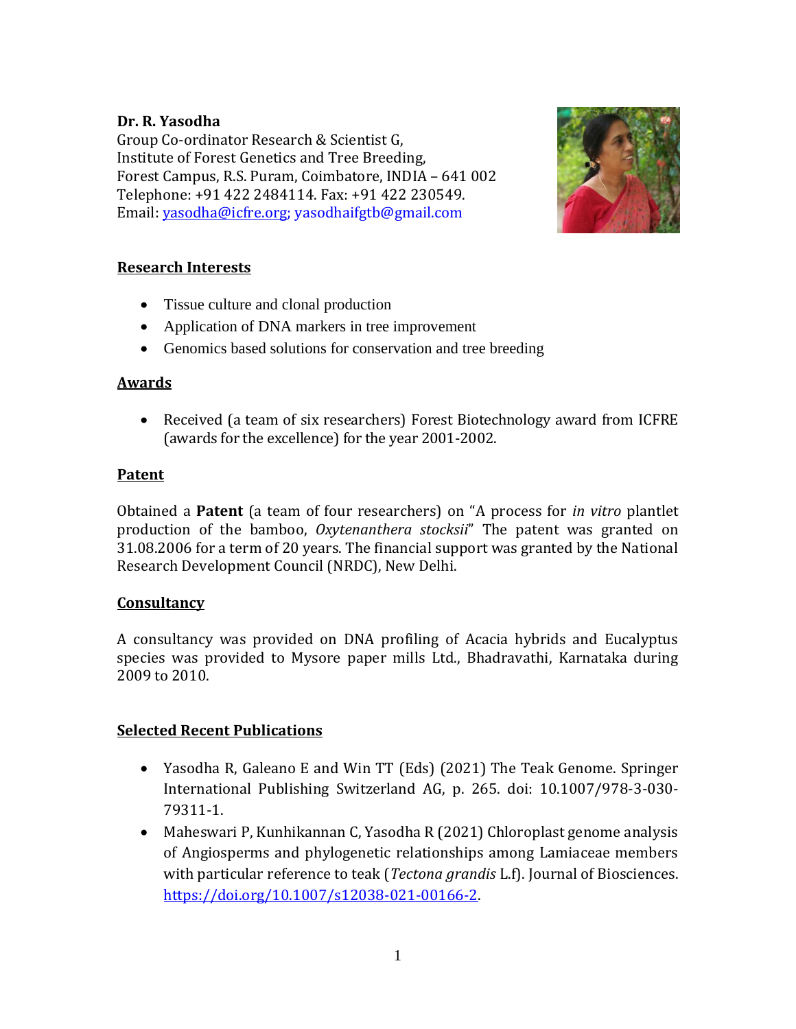**Dr. R. Yasodha**
Group Co-ordinator Research & Scientist G,
Institute of Forest Genetics and Tree Breeding,
Forest Campus, R.S. Puram, Coimbatore, INDIA – 641 002
Telephone: +91 422 2484114. Fax: +91 422 230549.
Email: yasodha@icfre.org; yasodhaifgtb@gmail.com

## Research Interests

- Tissue culture and clonal production
- Application of DNA markers in tree improvement
- Genomics based solutions for conservation and tree breeding

## Awards

- Received (a team of six researchers) Forest Biotechnology award from ICFRE (awards for the excellence) for the year 2001-2002.

## Patent

Obtained a **Patent** (a team of four researchers) on "A process for *in vitro* plantlet production of the bamboo, *Oxytenanthera stocksii*" The patent was granted on 31.08.2006 for a term of 20 years. The financial support was granted by the National Research Development Council (NRDC), New Delhi.

## Consultancy

A consultancy was provided on DNA profiling of Acacia hybrids and Eucalyptus species was provided to Mysore paper mills Ltd., Bhadravathi, Karnataka during 2009 to 2010.

## Selected Recent Publications

- Yasodha R, Galeano E and Win TT (Eds) (2021) The Teak Genome. Springer International Publishing Switzerland AG, p. 265. doi: 10.1007/978-3-030-79311-1.
- Maheswari P, Kunhikannan C, Yasodha R (2021) Chloroplast genome analysis of Angiosperms and phylogenetic relationships among Lamiaceae members with particular reference to teak (*Tectona grandis* L.f). Journal of Biosciences. https://doi.org/10.1007/s12038-021-00166-2.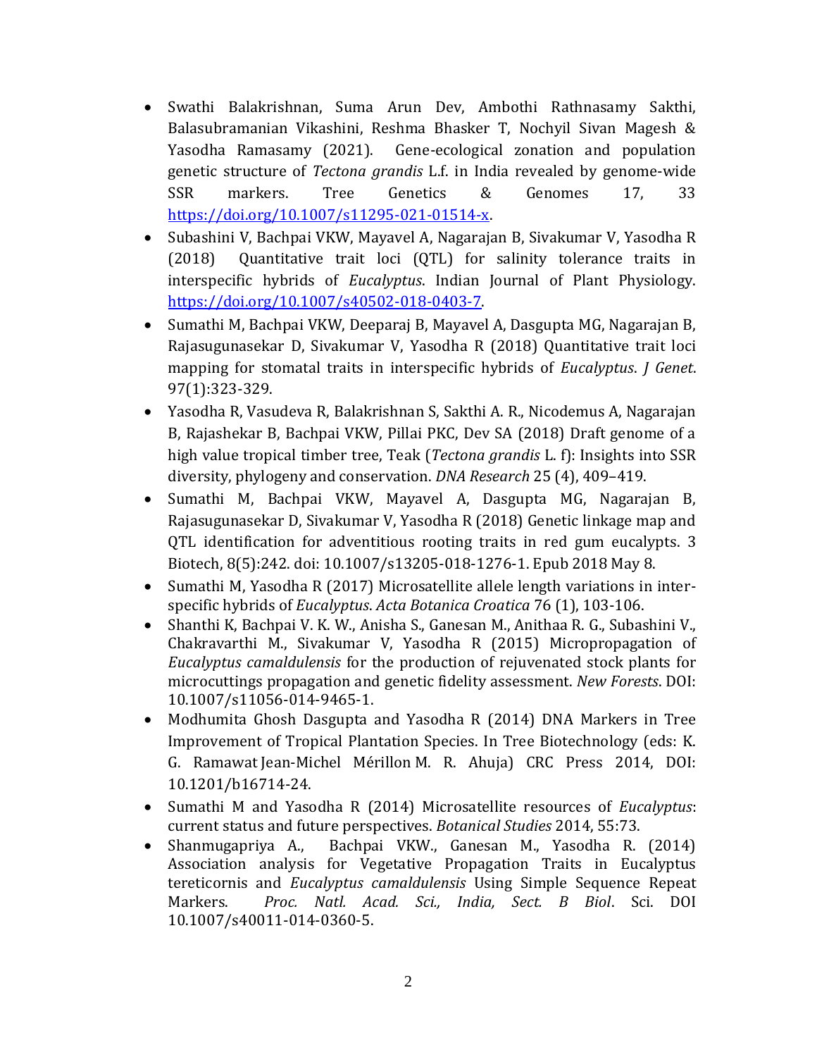- Swathi Balakrishnan, Suma Arun Dev, Ambothi Rathnasamy Sakthi, Balasubramanian Vikashini, Reshma Bhasker T, Nochyil Sivan Magesh & Yasodha Ramasamy (2021). Gene-ecological zonation and population genetic structure of *Tectona grandis* L.f. in India revealed by genome-wide SSR markers. Tree Genetics & Genomes 17, 33 [https://doi.org/10.1007/s11295-021-01514-x](https://doi.org/10.1007/s11295-021-01514-x).
- Subashini V, Bachpai VKW, Mayavel A, Nagarajan B, Sivakumar V, Yasodha R (2018) Quantitative trait loci (QTL) for salinity tolerance traits in interspecific hybrids of *Eucalyptus*. Indian Journal of Plant Physiology. [https://doi.org/10.1007/s40502-018-0403-7](https://doi.org/10.1007/s40502-018-0403-7).
- Sumathi M, Bachpai VKW, Deeparaj B, Mayavel A, Dasgupta MG, Nagarajan B, Rajasugunasekar D, Sivakumar V, Yasodha R (2018) Quantitative trait loci mapping for stomatal traits in interspecific hybrids of *Eucalyptus*. *J Genet*. 97(1):323-329.
- Yasodha R, Vasudeva R, Balakrishnan S, Sakthi A. R., Nicodemus A, Nagarajan B, Rajashekar B, Bachpai VKW, Pillai PKC, Dev SA (2018) Draft genome of a high value tropical timber tree, Teak (*Tectona grandis* L. f): Insights into SSR diversity, phylogeny and conservation. *DNA Research* 25 (4), 409–419.
- Sumathi M, Bachpai VKW, Mayavel A, Dasgupta MG, Nagarajan B, Rajasugunasekar D, Sivakumar V, Yasodha R (2018) Genetic linkage map and QTL identification for adventitious rooting traits in red gum eucalypts. 3 Biotech, 8(5):242. doi: 10.1007/s13205-018-1276-1. Epub 2018 May 8.
- Sumathi M, Yasodha R (2017) Microsatellite allele length variations in inter-specific hybrids of *Eucalyptus*. *Acta Botanica Croatica* 76 (1), 103-106.
- Shanthi K, Bachpai V. K. W., Anisha S., Ganesan M., Anithaa R. G., Subashini V., Chakravarthi M., Sivakumar V, Yasodha R (2015) Micropropagation of *Eucalyptus camaldulensis* for the production of rejuvenated stock plants for microcuttings propagation and genetic fidelity assessment. *New Forests*. DOI: 10.1007/s11056-014-9465-1.
- Modhumita Ghosh Dasgupta and Yasodha R (2014) DNA Markers in Tree Improvement of Tropical Plantation Species. In Tree Biotechnology (eds: K. G. Ramawat Jean-Michel Mérillon M. R. Ahuja) CRC Press 2014, DOI: 10.1201/b16714-24.
- Sumathi M and Yasodha R (2014) Microsatellite resources of *Eucalyptus*: current status and future perspectives. *Botanical Studies* 2014, 55:73.
- Shanmugapriya A., Bachpai VKW., Ganesan M., Yasodha R. (2014) Association analysis for Vegetative Propagation Traits in Eucalyptus tereticornis and *Eucalyptus camaldulensis* Using Simple Sequence Repeat Markers. *Proc. Natl. Acad. Sci., India, Sect. B Biol*. Sci. DOI 10.1007/s40011-014-0360-5.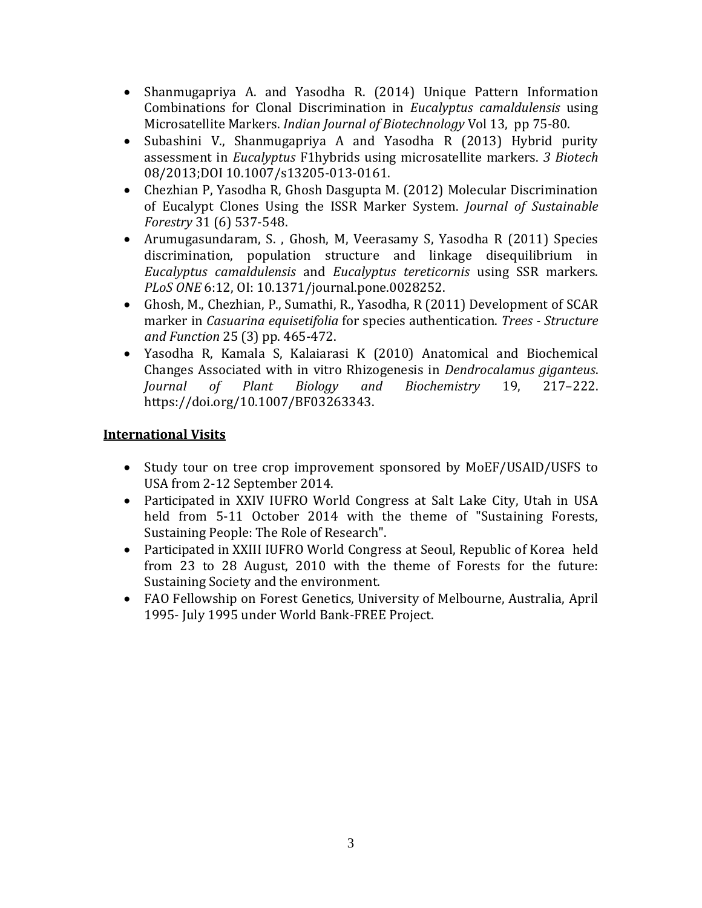- Shanmugapriya A. and Yasodha R. (2014) Unique Pattern Information Combinations for Clonal Discrimination in *Eucalyptus camaldulensis* using Microsatellite Markers. *Indian Journal of Biotechnology* Vol 13, pp 75-80.
- Subashini V., Shanmugapriya A and Yasodha R (2013) Hybrid purity assessment in *Eucalyptus* F1hybrids using microsatellite markers. *3 Biotech* 08/2013;DOI 10.1007/s13205-013-0161.
- Chezhian P, Yasodha R, Ghosh Dasgupta M. (2012) Molecular Discrimination of Eucalypt Clones Using the ISSR Marker System. *Journal of Sustainable Forestry* 31 (6) 537-548.
- Arumugasundaram, S. , Ghosh, M, Veerasamy S, Yasodha R (2011) Species discrimination, population structure and linkage disequilibrium in *Eucalyptus camaldulensis* and *Eucalyptus tereticornis* using SSR markers. *PLoS ONE* 6:12, OI: 10.1371/journal.pone.0028252.
- Ghosh, M., Chezhian, P., Sumathi, R., Yasodha, R (2011) Development of SCAR marker in *Casuarina equisetifolia* for species authentication. *Trees - Structure and Function* 25 (3) pp. 465-472.
- Yasodha R, Kamala S, Kalaiarasi K (2010) Anatomical and Biochemical Changes Associated with in vitro Rhizogenesis in *Dendrocalamus giganteus*. *Journal of Plant Biology and Biochemistry* 19, 217–222. https://doi.org/10.1007/BF03263343.

## International Visits

- Study tour on tree crop improvement sponsored by MoEF/USAID/USFS to USA from 2-12 September 2014.
- Participated in XXIV IUFRO World Congress at Salt Lake City, Utah in USA held from 5-11 October 2014 with the theme of "Sustaining Forests, Sustaining People: The Role of Research".
- Participated in XXIII IUFRO World Congress at Seoul, Republic of Korea held from 23 to 28 August, 2010 with the theme of Forests for the future: Sustaining Society and the environment.
- FAO Fellowship on Forest Genetics, University of Melbourne, Australia, April 1995- July 1995 under World Bank-FREE Project.